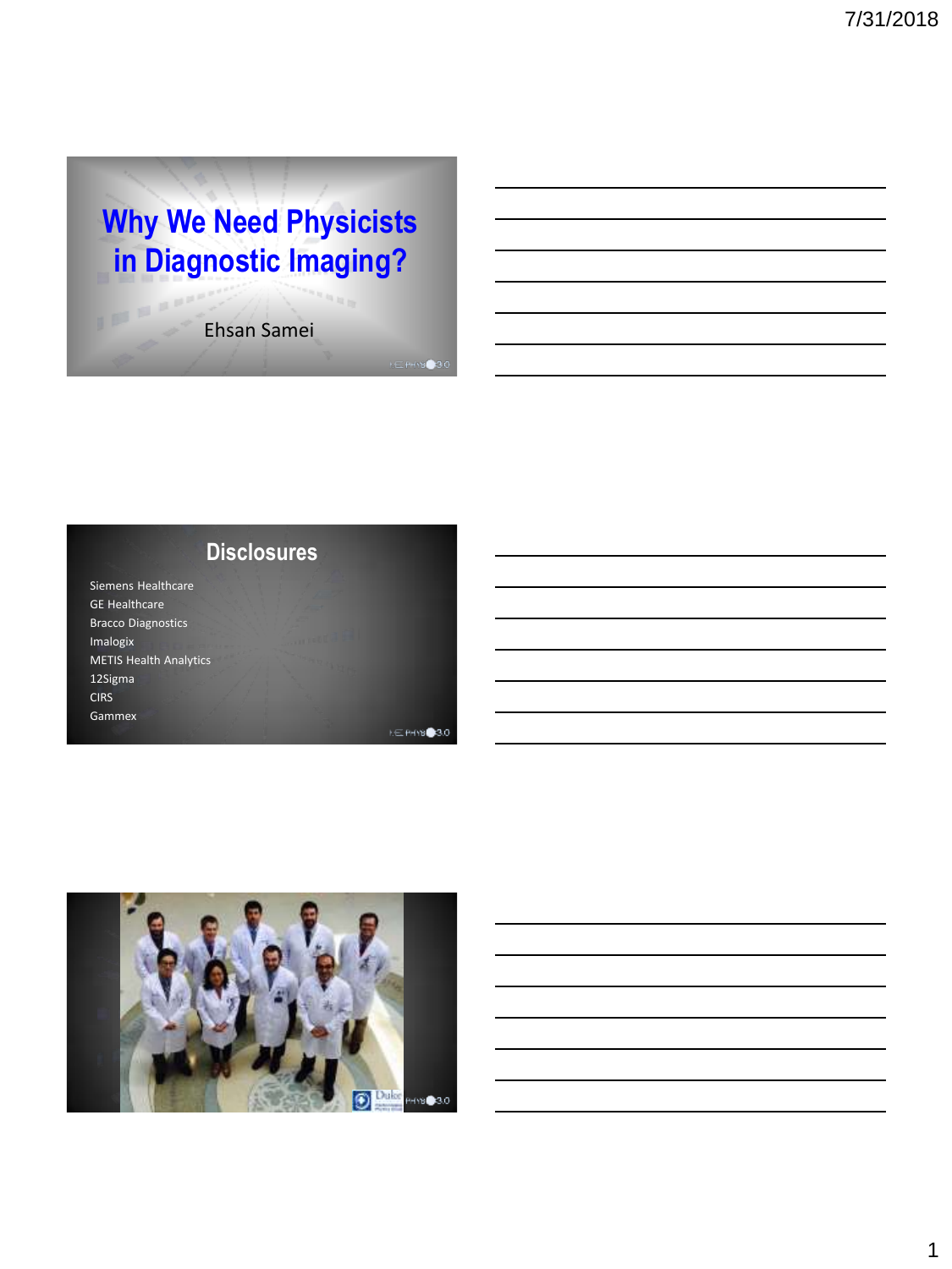# Why We Need Physicists in Diagnostic Imaging?

Ehsan Samei

## Disclosures

- Siemens Healthcare
- GE Healthcare
- Bracco Diagnostics
- Imalogix
- METIS Health Analytics
- 12Sigma
- CIRS
- Gammex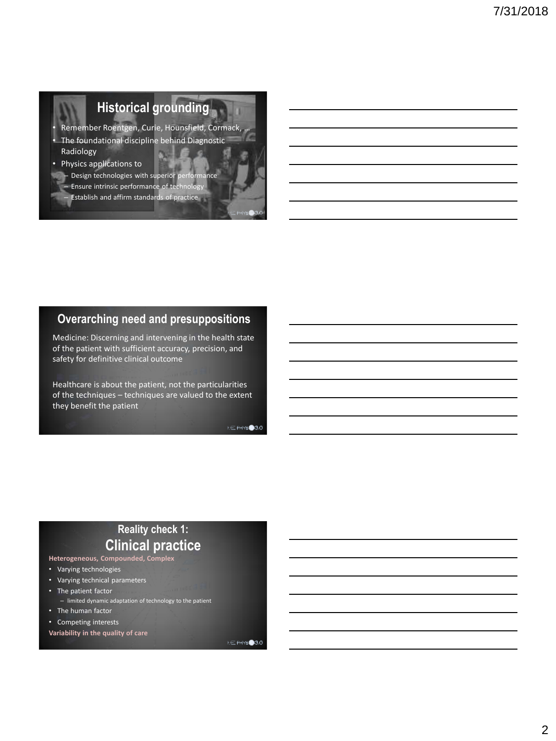## Historical grounding

- Remember Roentgen, Curie, Hounsfield, Cormack, …
- The foundational discipline behind Diagnostic Radiology
- Physics applications to
  - Design technologies with superior performance
  - Ensure intrinsic performance of technology
  - Establish and affirm standards of practice

## Overarching need and presuppositions

Medicine: Discerning and intervening in the health state of the patient with sufficient accuracy, precision, and safety for definitive clinical outcome

Healthcare is about the patient, not the particularities of the techniques – techniques are valued to the extent they benefit the patient

## Reality check 1: Clinical practice

**Heterogeneous, Compounded, Complex**

- Varying technologies
- Varying technical parameters
- The patient factor
  - limited dynamic adaptation of technology to the patient
- The human factor
- Competing interests

**Variability in the quality of care**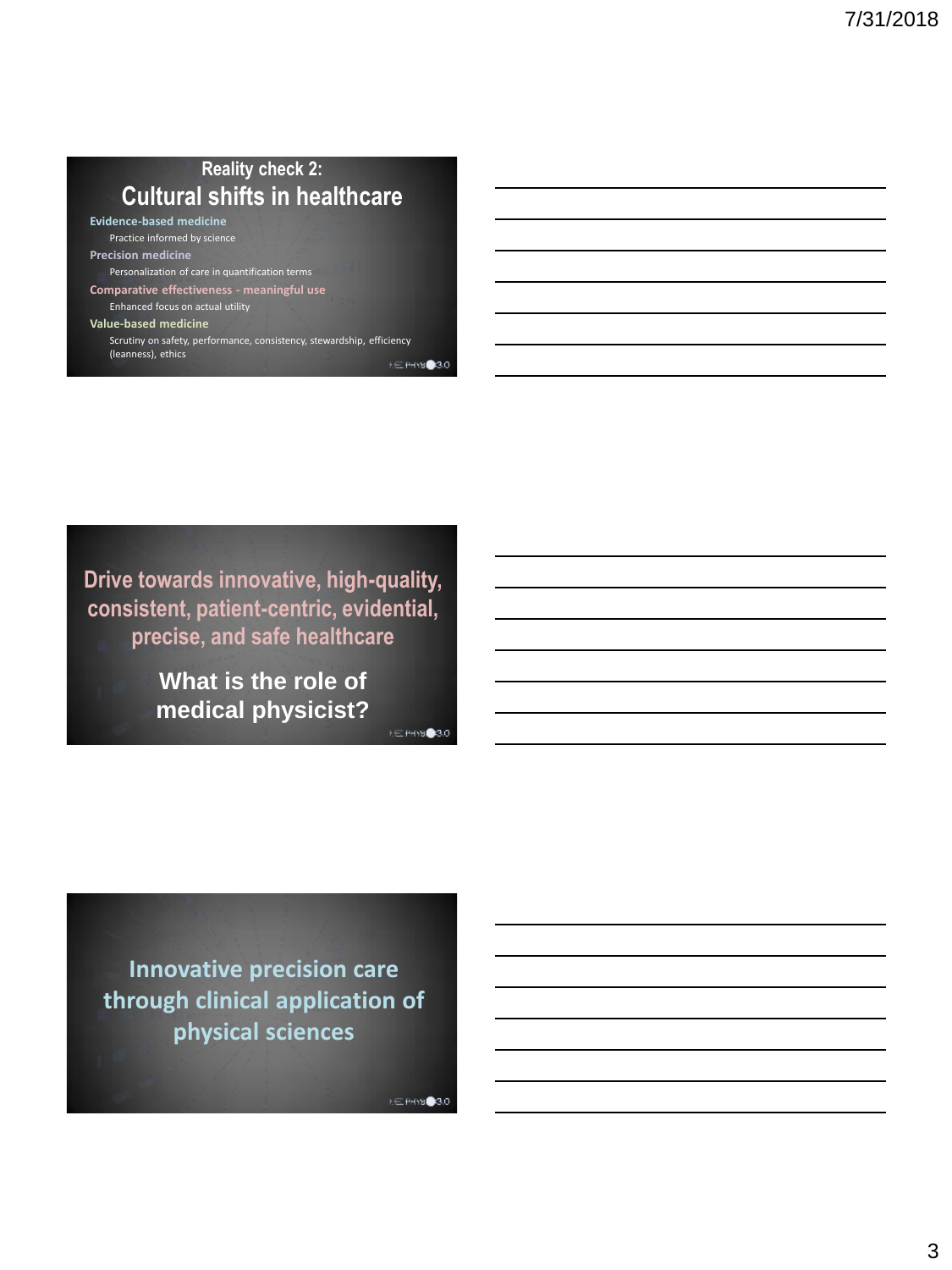## Reality check 2:
## Cultural shifts in healthcare

**Evidence-based medicine**
- Practice informed by science

**Precision medicine**
- Personalization of care in quantification terms

**Comparative effectiveness - meaningful use**
- Enhanced focus on actual utility

**Value-based medicine**
- Scrutiny on safety, performance, consistency, stewardship, efficiency (leanness), ethics

---

## Drive towards innovative, high-quality, consistent, patient-centric, evidential, precise, and safe healthcare

**What is the role of medical physicist?**

---

## Innovative precision care through clinical application of physical sciences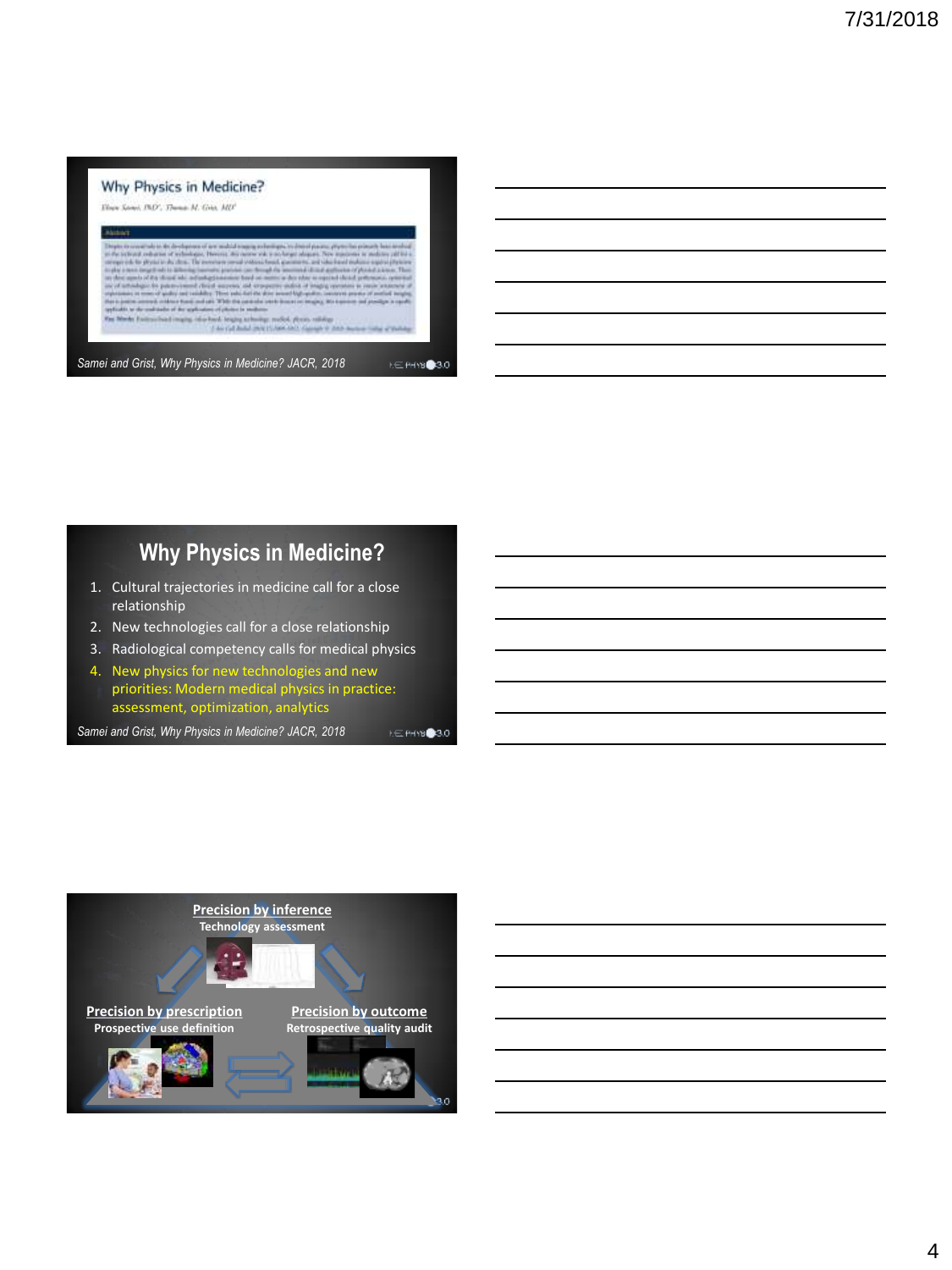## Why Physics in Medicine?

*Samei and Grist, Why Physics in Medicine? JACR, 2018*

## Why Physics in Medicine?

1. Cultural trajectories in medicine call for a close relationship
2. New technologies call for a close relationship
3. Radiological competency calls for medical physics
4. New physics for new technologies and new priorities: Modern medical physics in practice: assessment, optimization, analytics

*Samei and Grist, Why Physics in Medicine? JACR, 2018*

**Precision by inference**
**Technology assessment**

**Precision by prescription**
**Prospective use definition**

**Precision by outcome**
**Retrospective quality audit**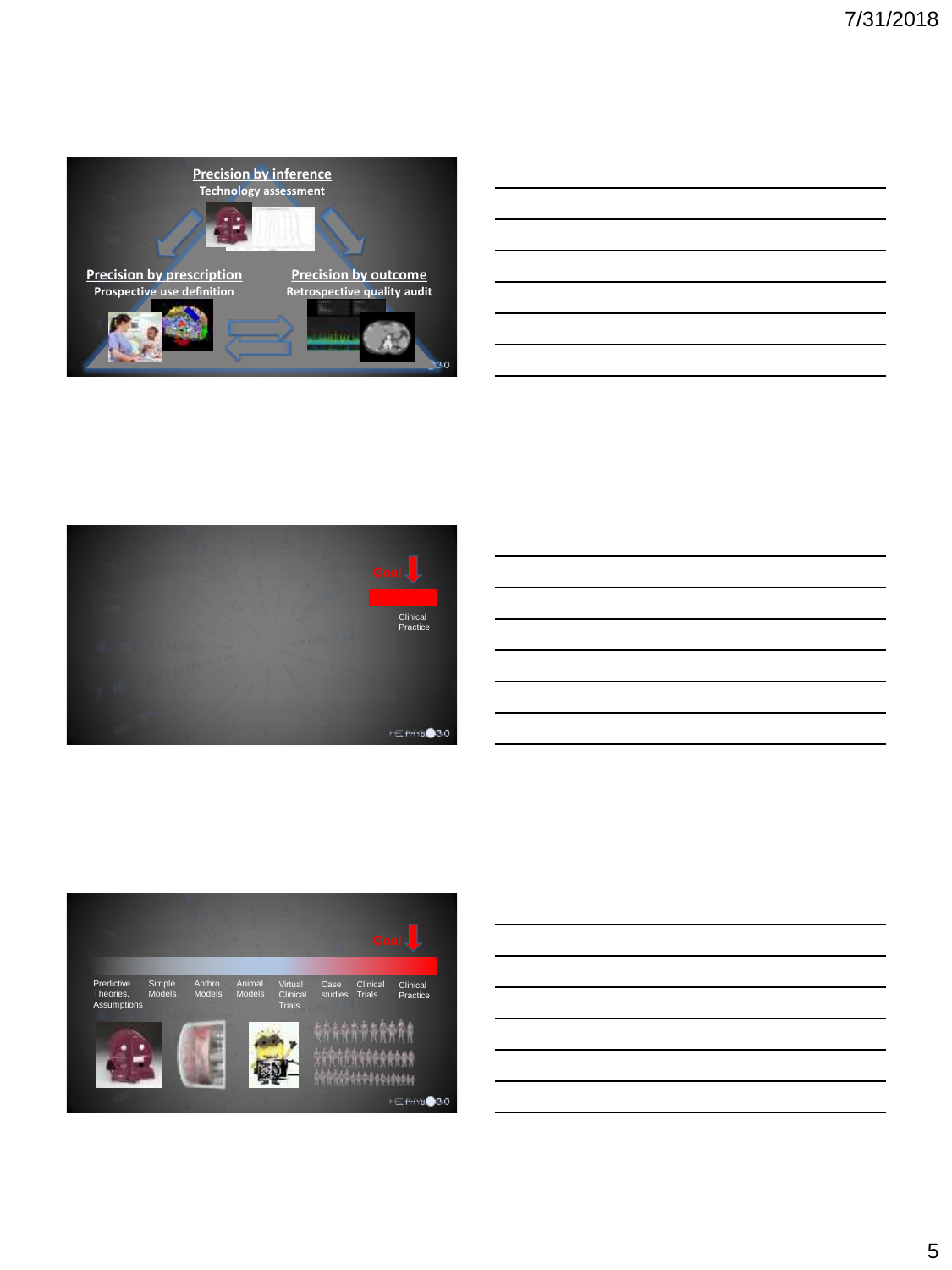**Precision by inference**

Technology assessment

**Precision by prescription**

Prospective use definition

**Precision by outcome**

Retrospective quality audit

Goal

Clinical Practice

Goal

Predictive Theories, Assumptions | Simple Models | Anthro. Models | Animal Models | Virtual Clinical Trials | Case studies | Clinical Trials | Clinical Practice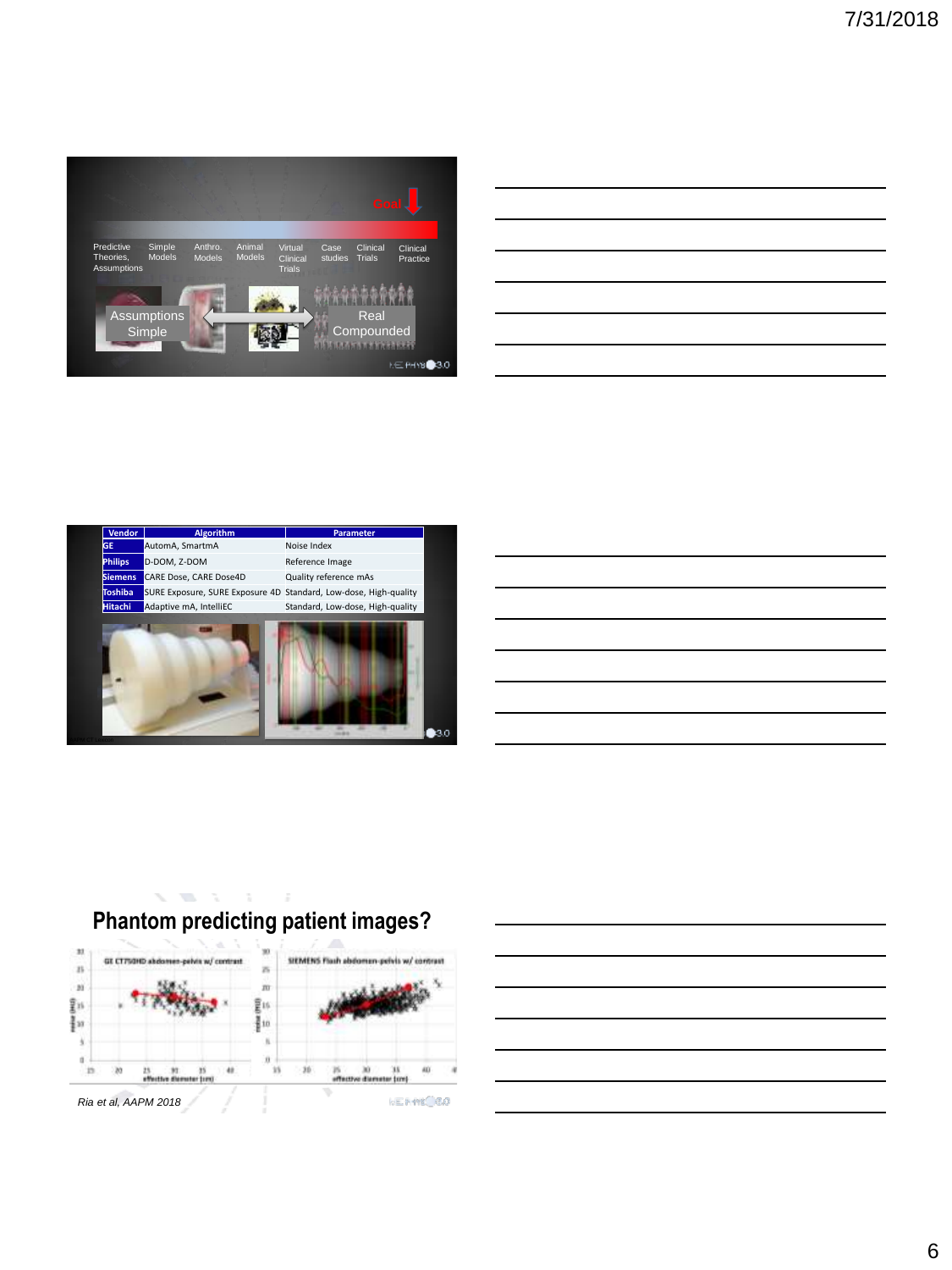Goal

Predictive Theories, Assumptions | Simple Models | Anthro. Models | Animal Models | Virtual Clinical Trials | Case studies | Clinical Trials | Clinical Practice

Assumptions Simple

Real Compounded

| Vendor | Algorithm | Parameter |
|---|---|---|
| GE | AutomA, SmartmA | Noise Index |
| Philips | D-DOM, Z-DOM | Reference Image |
| Siemens | CARE Dose, CARE Dose4D | Quality reference mAs |
| Toshiba | SURE Exposure, SURE Exposure 4D | Standard, Low-dose, High-quality |
| Hitachi | Adaptive mA, IntelliEC | Standard, Low-dose, High-quality |

# Phantom predicting patient images?

GE CT750HD abdomen-pelvis w/ contrast

SIEMENS Flash abdomen-pelvis w/ contrast

*Ria et al, AAPM 2018*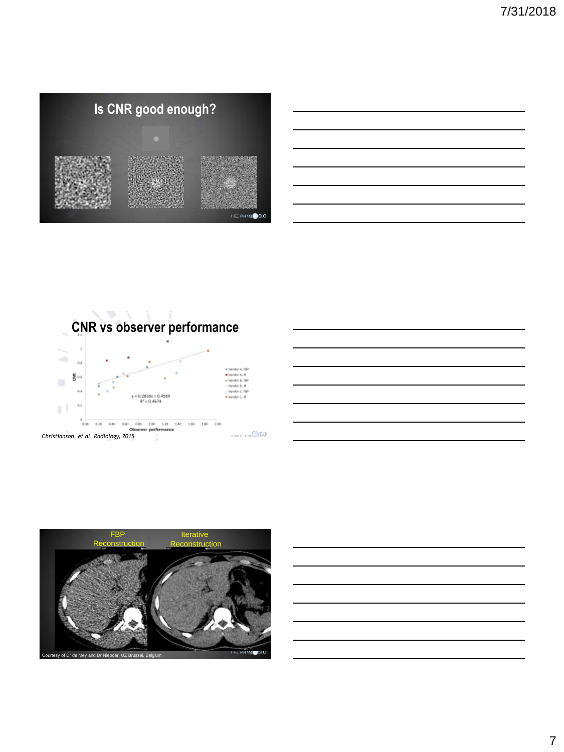## Is CNR good enough?

## CNR vs observer performance

$y = 0.2816x + 0.4569$

$R^2 = 0.4674$

Observer performance

*Christianson, et al, Radiology, 2015*

FBP Reconstruction

Iterative Reconstruction

Courtesy of Dr de Mey and Dr Nieboer, UZ Brussel, Belgium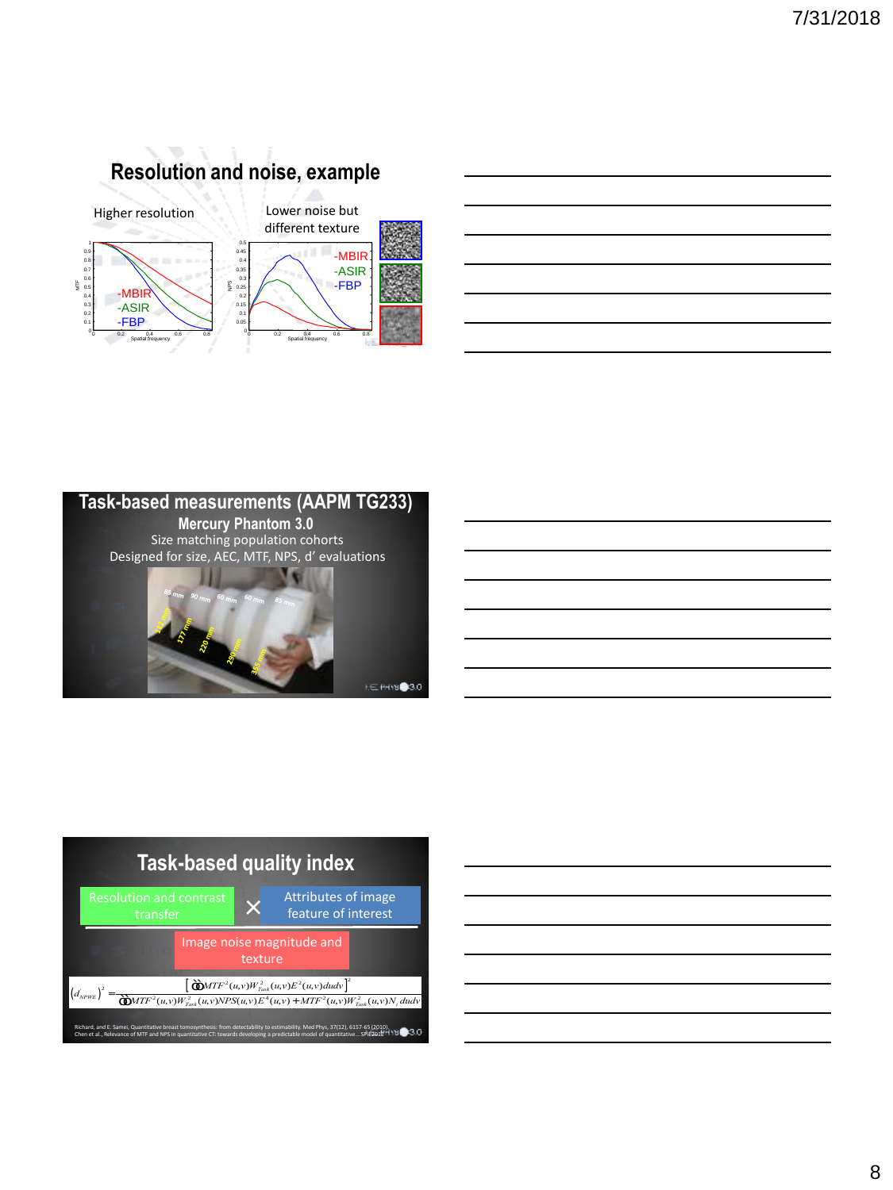## Resolution and noise, example

Higher resolution

Lower noise but different texture

-MBIR
-ASIR
-FBP

## Task-based measurements (AAPM TG233)

**Mercury Phantom 3.0**

Size matching population cohorts

Designed for size, AEC, MTF, NPS, d' evaluations

## Task-based quality index

Resolution and contrast transfer × Attributes of image feature of interest

Image noise magnitude and texture

$$(d'_{NPWE})^2 = \frac{\left[\iint MTF^2(u,v)W_{Task}^2(u,v)E^2(u,v)dudv\right]^2}{\iint MTF^2(u,v)W_{Task}^2(u,v)NPS(u,v)E^4(u,v)+MTF^2(u,v)W_{Task}^2(u,v)N_i\,dudv}$$

Richard, and E. Samei, Quantitative breast tomosynthesis: from detectability to estimability. Med Phys, 37(12), 6157-65 (2010).
Chen et al., Relevance of MTF and NPS in quantitative CT: towards developing a predictable model of quantitative... SPIE 2012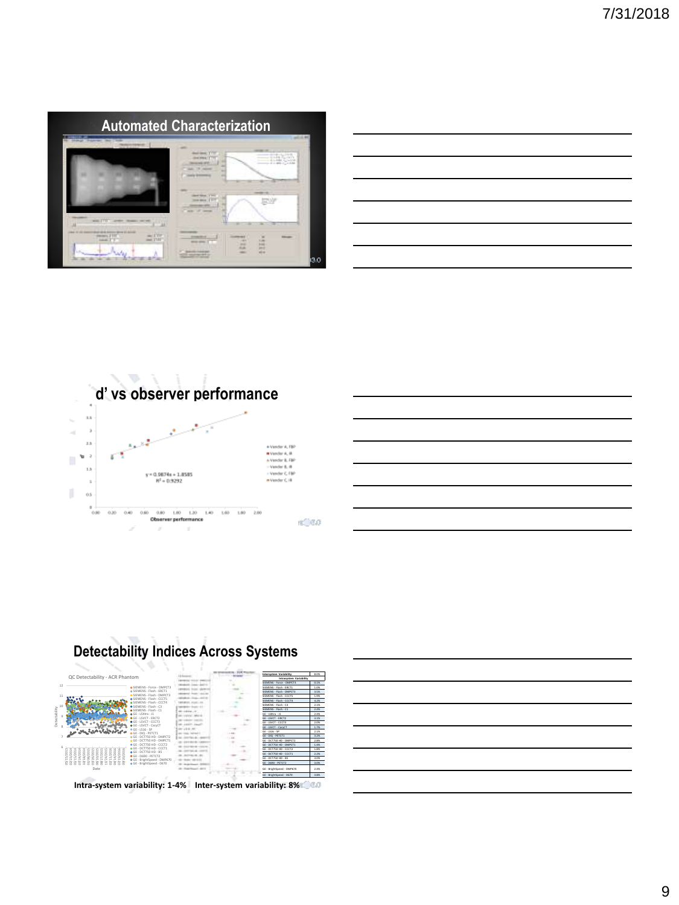## Automated Characterization

## d' vs observer performance

$y = 0.9874x + 1.8585$

$R^2 = 0.9292$

- Vendor A, FBP
- Vendor A, IR
- Vendor B, FBP
- Vendor B, IR
- Vendor C, FBP
- Vendor C, IR

Observer performance

## Detectability Indices Across Systems

QC Detectability - ACR Phantom

**Intra-system variability: 1-4%   Inter-system variability: 8%**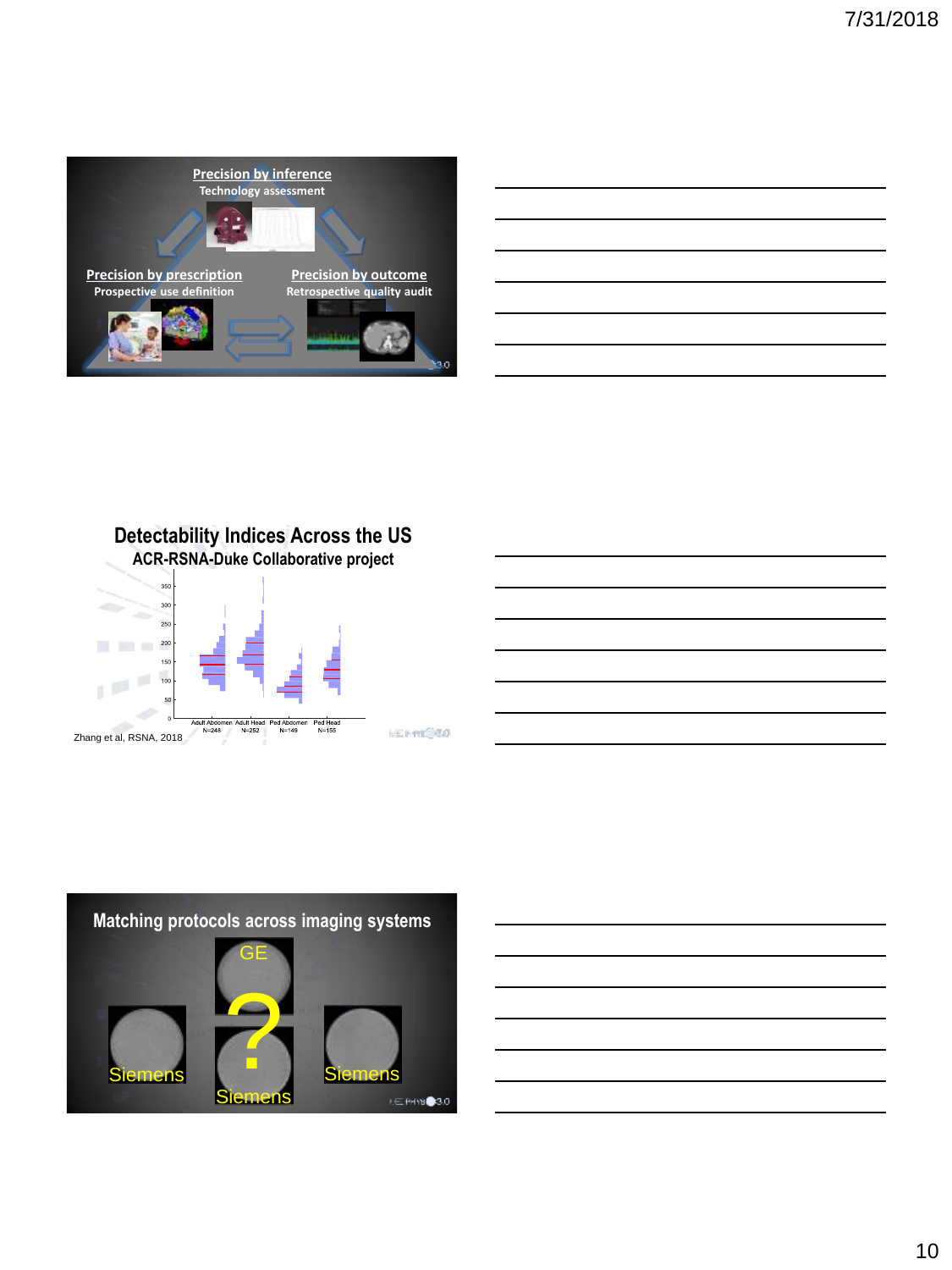## Precision by inference

Technology assessment

## Precision by prescription

Prospective use definition

## Precision by outcome

Retrospective quality audit

## Detectability Indices Across the US

ACR-RSNA-Duke Collaborative project

Adult Abdomen N=248 | Adult Head N=252 | Ped Abdomen N=149 | Ped Head N=155

Zhang et al, RSNA, 2018

## Matching protocols across imaging systems

GE

Siemens

Siemens

Siemens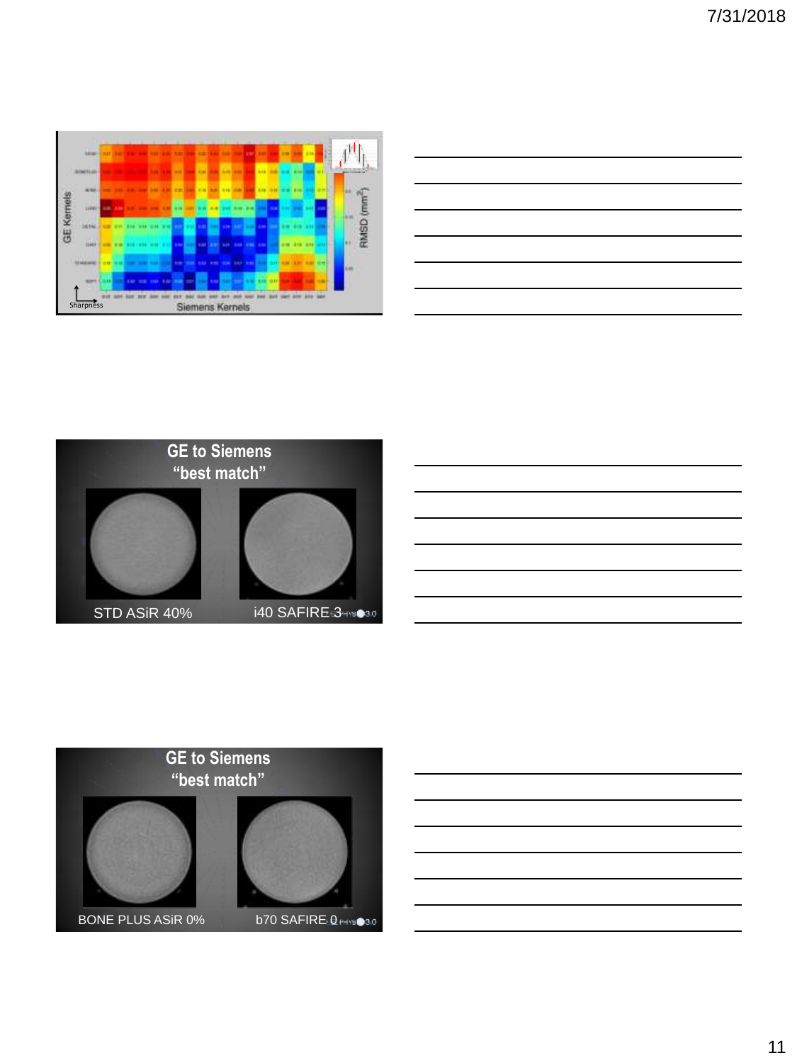GE Kernels

Sharpness

Siemens Kernels

RMSD (mm²)

## GE to Siemens "best match"

STD ASiR 40%

i40 SAFIRE 3

## GE to Siemens "best match"

BONE PLUS ASiR 0%

b70 SAFIRE 0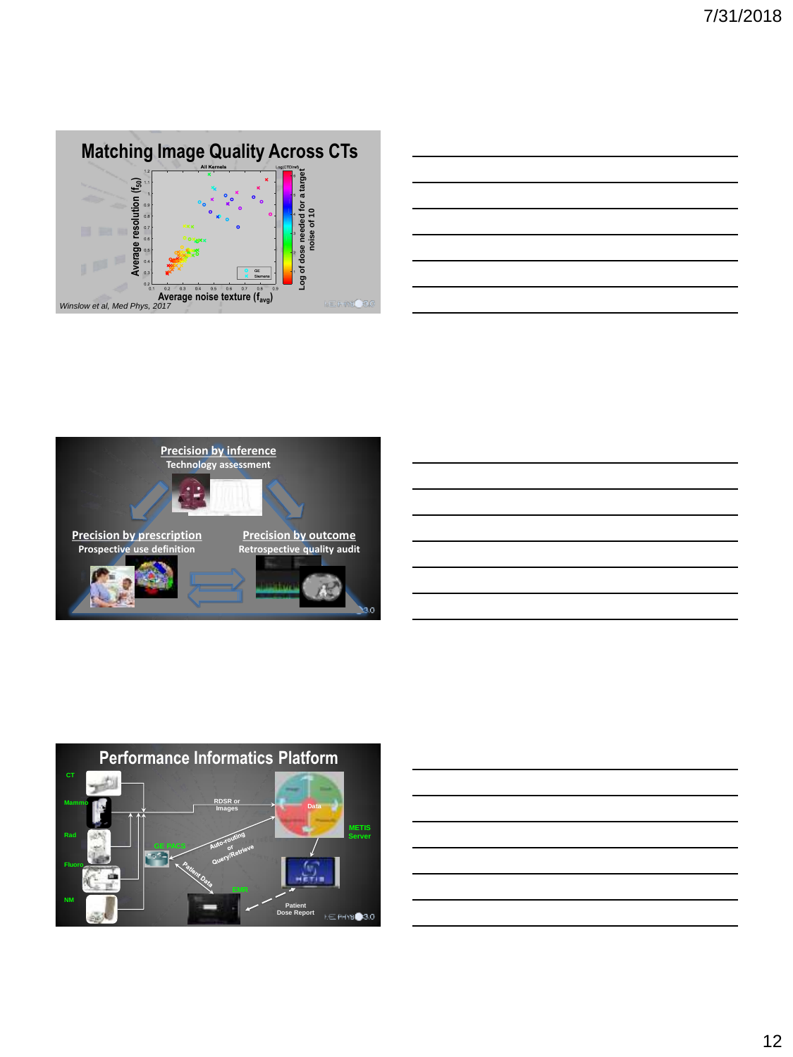## Matching Image Quality Across CTs

All Kernels

Average resolution ($f_{50}$)

Average noise texture ($f_{avg}$)

Log of dose needed for a target noise of 10

GE
Siemens

*Winslow et al, Med Phys, 2017*

---

Precision by inference
Technology assessment

Precision by prescription
Prospective use definition

Precision by outcome
Retrospective quality audit

---

## Performance Informatics Platform

CT

Mammo

Rad

Fluoro

NM

RDSR or Images

GE PACS

Auto-routing or Query/Retrieve

Patient Data

EMR

Data

METIS Server

Patient Dose Report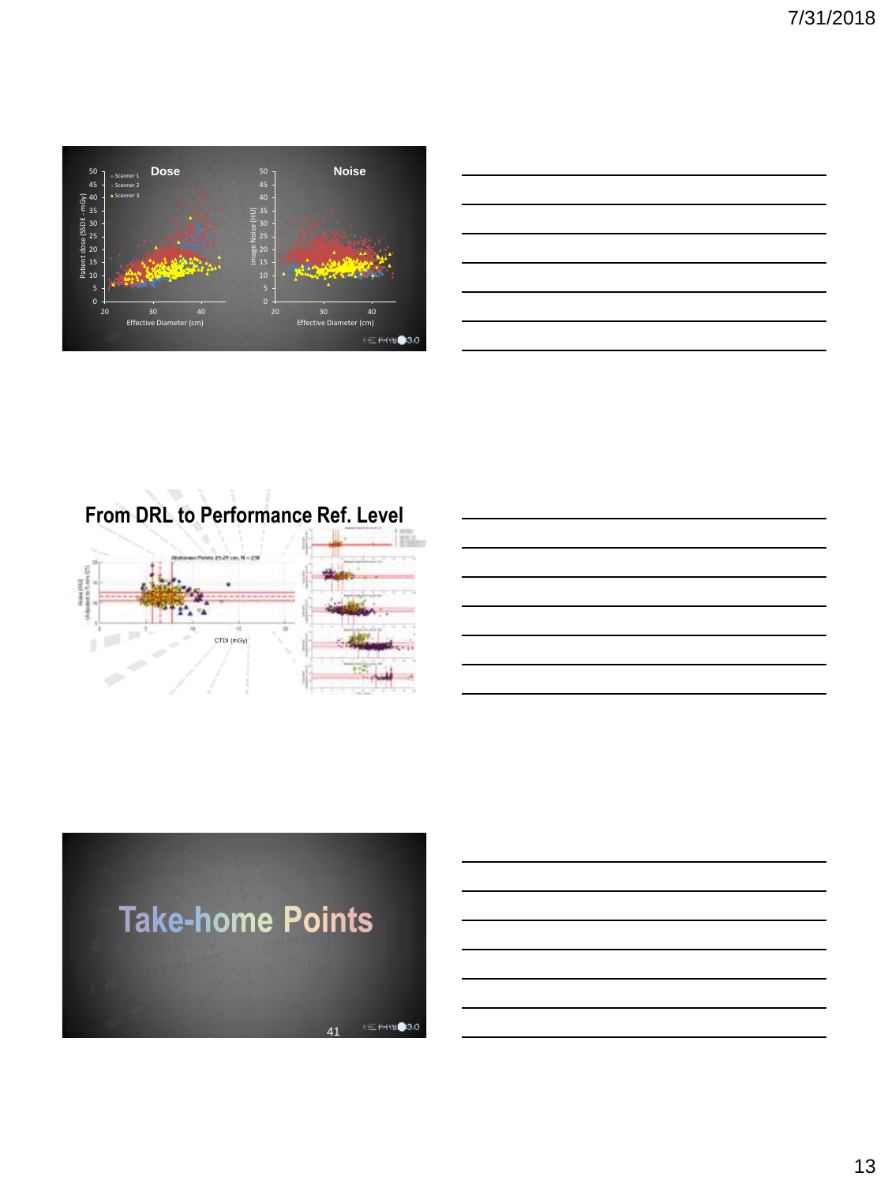**Dose**

Patient dose (SSDE - mGy)

- Scanner 1
- Scanner 2
- Scanner 3

Effective Diameter (cm)

**Noise**

Image Noise (HU)

Effective Diameter (cm)

## From DRL to Performance Ref. Level

CTDI (mGy)

## Take-home Points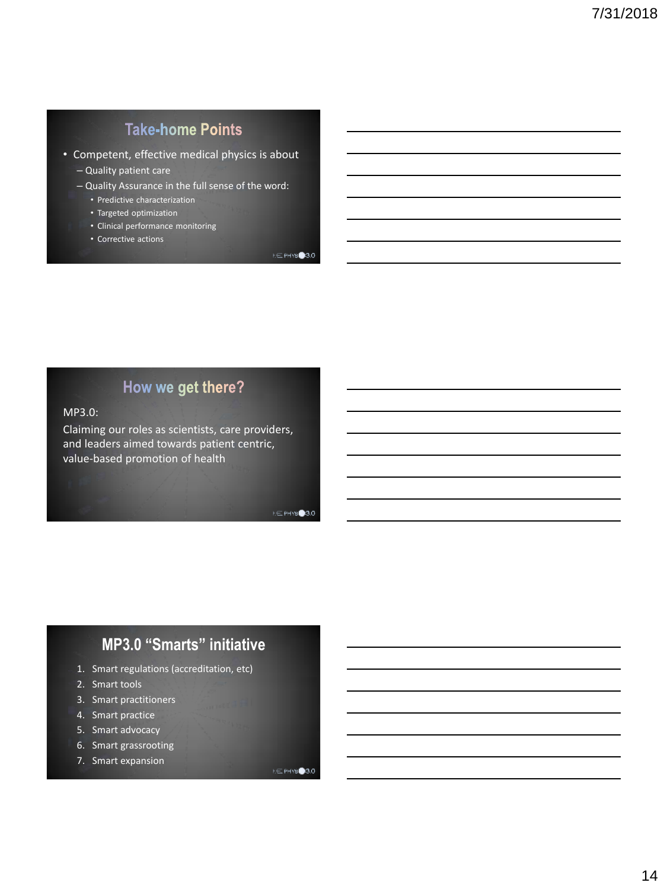## Take-home Points

- Competent, effective medical physics is about
  - Quality patient care
  - Quality Assurance in the full sense of the word:
    - Predictive characterization
    - Targeted optimization
    - Clinical performance monitoring
    - Corrective actions

## How we get there?

MP3.0:

Claiming our roles as scientists, care providers, and leaders aimed towards patient centric, value-based promotion of health

## MP3.0 “Smarts” initiative

1. Smart regulations (accreditation, etc)
2. Smart tools
3. Smart practitioners
4. Smart practice
5. Smart advocacy
6. Smart grassrooting
7. Smart expansion